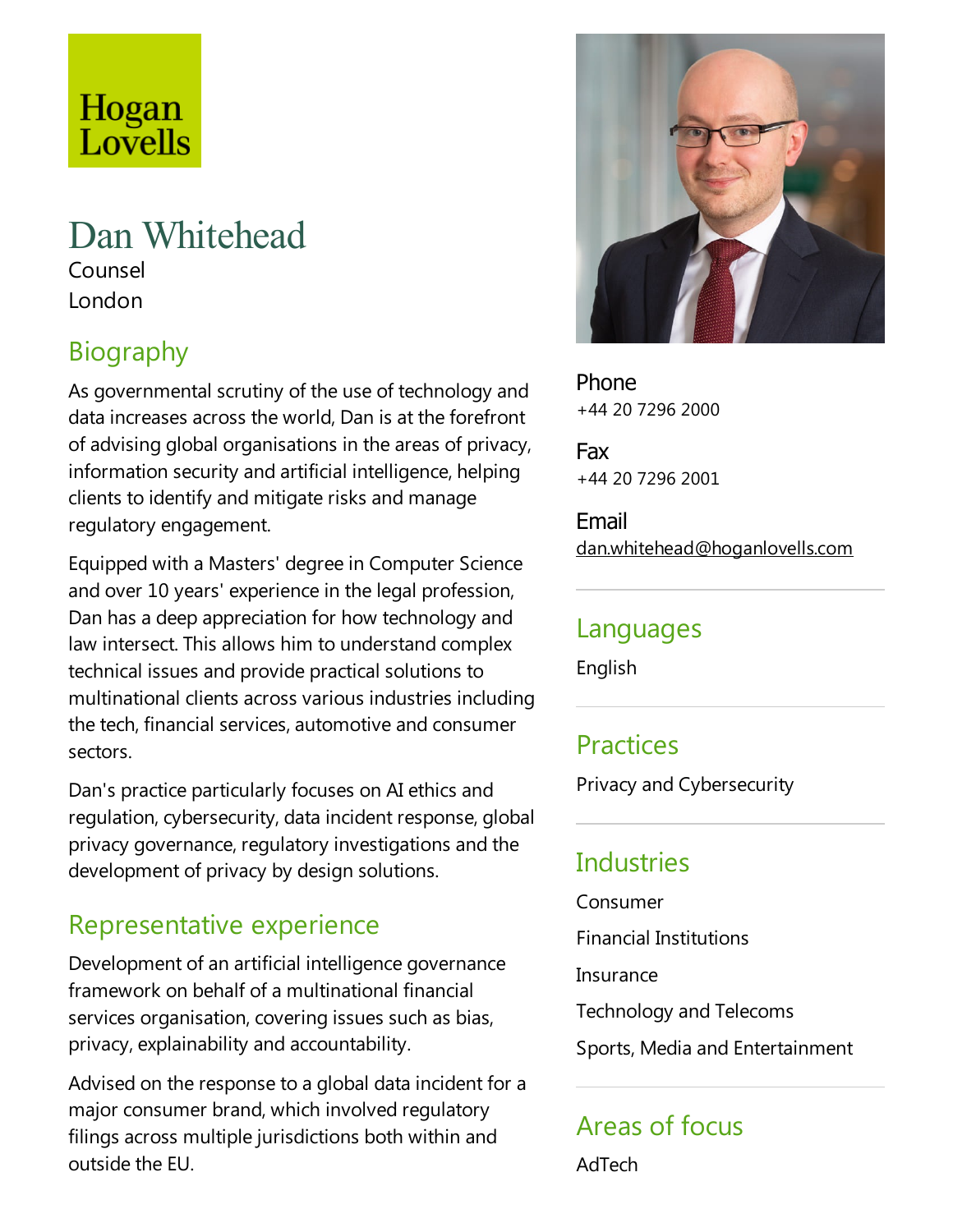Hogan Lovells

# Dan Whitehead

Counsel

London

## Biography

As governmental scrutiny of the use of technology and data increases across the world, Dan is at the forefront of advising global organisations in the areas of privacy, information security and artificial intelligence, helping clients to identify and mitigate risks and manage regulatory engagement.

Equipped with a Masters' degree in Computer Science and over 10 years' experience in the legal profession, Dan has a deep appreciation for how technology and law intersect. This allows him to understand complex technical issues and provide practical solutions to multinational clients across various industries including the tech, financial services, automotive and consumer sectors.

Dan's practice particularly focuses on AI ethics and regulation, cybersecurity, data incident response, global privacy governance, regulatory investigations and the development of privacy by design solutions.

## Representative experience

Development of an artificial intelligence governance framework on behalf of a multinational financial services organisation, covering issues such as bias, privacy, explainability and accountability.

Advised on the response to a global data incident for a major consumer brand, which involved regulatory filings across multiple jurisdictions both within and outside the EU.

**Phone**
+44 20 7296 2000

**Fax**
+44 20 7296 2001

**Email**
dan.whitehead@hoganlovells.com

## Languages

English

## Practices

Privacy and Cybersecurity

## Industries

Consumer

Financial Institutions

Insurance

Technology and Telecoms

Sports, Media and Entertainment

## Areas of focus

AdTech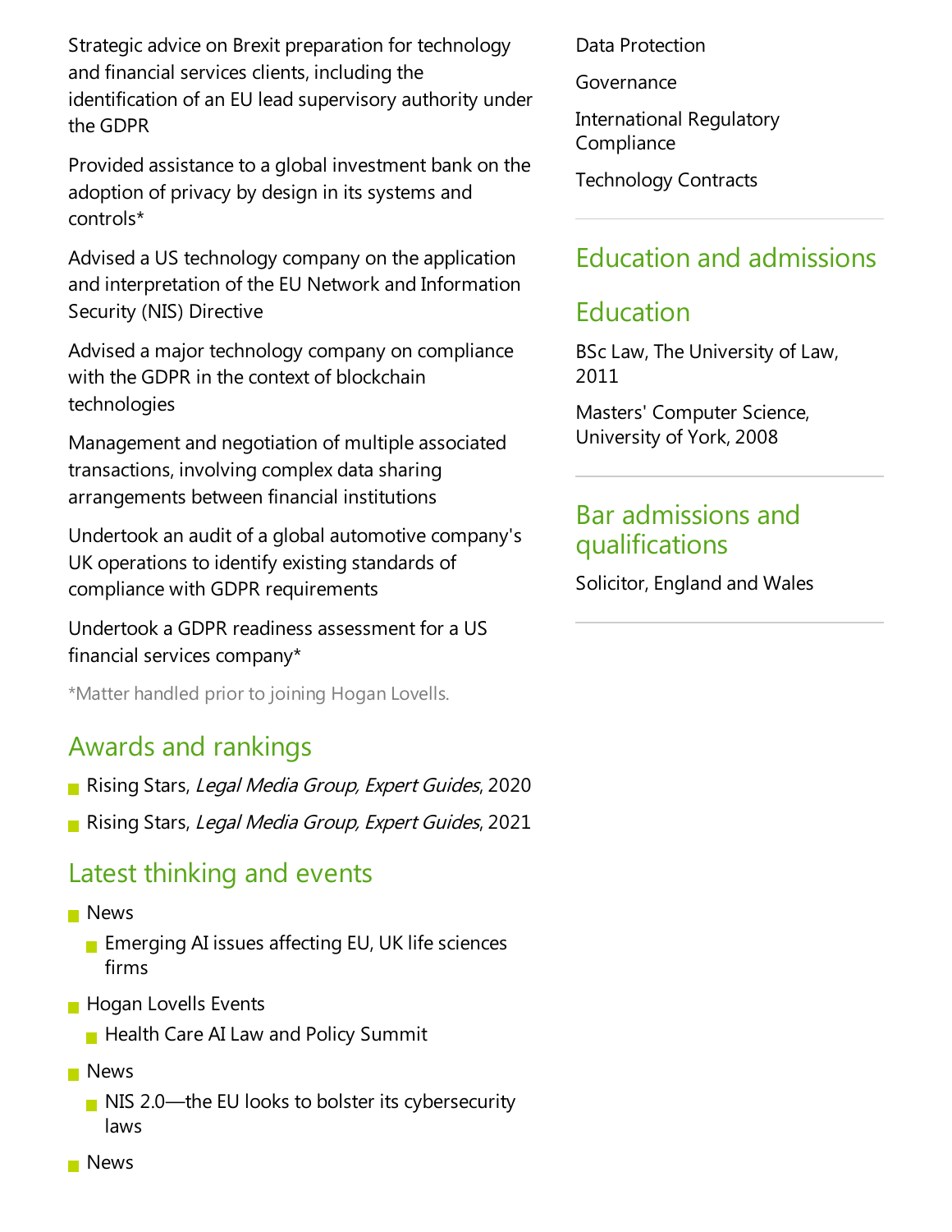Strategic advice on Brexit preparation for technology and financial services clients, including the identification of an EU lead supervisory authority under the GDPR

Provided assistance to a global investment bank on the adoption of privacy by design in its systems and controls*

Advised a US technology company on the application and interpretation of the EU Network and Information Security (NIS) Directive

Advised a major technology company on compliance with the GDPR in the context of blockchain technologies

Management and negotiation of multiple associated transactions, involving complex data sharing arrangements between financial institutions

Undertook an audit of a global automotive company's UK operations to identify existing standards of compliance with GDPR requirements

Undertook a GDPR readiness assessment for a US financial services company*

*Matter handled prior to joining Hogan Lovells.

## Awards and rankings

- Rising Stars, *Legal Media Group, Expert Guides*, 2020
- Rising Stars, *Legal Media Group, Expert Guides*, 2021

## Latest thinking and events

- News
  - Emerging AI issues affecting EU, UK life sciences firms
- Hogan Lovells Events
  - Health Care AI Law and Policy Summit
- News
  - NIS 2.0—the EU looks to bolster its cybersecurity laws
- News

Data Protection

Governance

International Regulatory Compliance

Technology Contracts

## Education and admissions

## Education

BSc Law, The University of Law, 2011

Masters' Computer Science, University of York, 2008

## Bar admissions and qualifications

Solicitor, England and Wales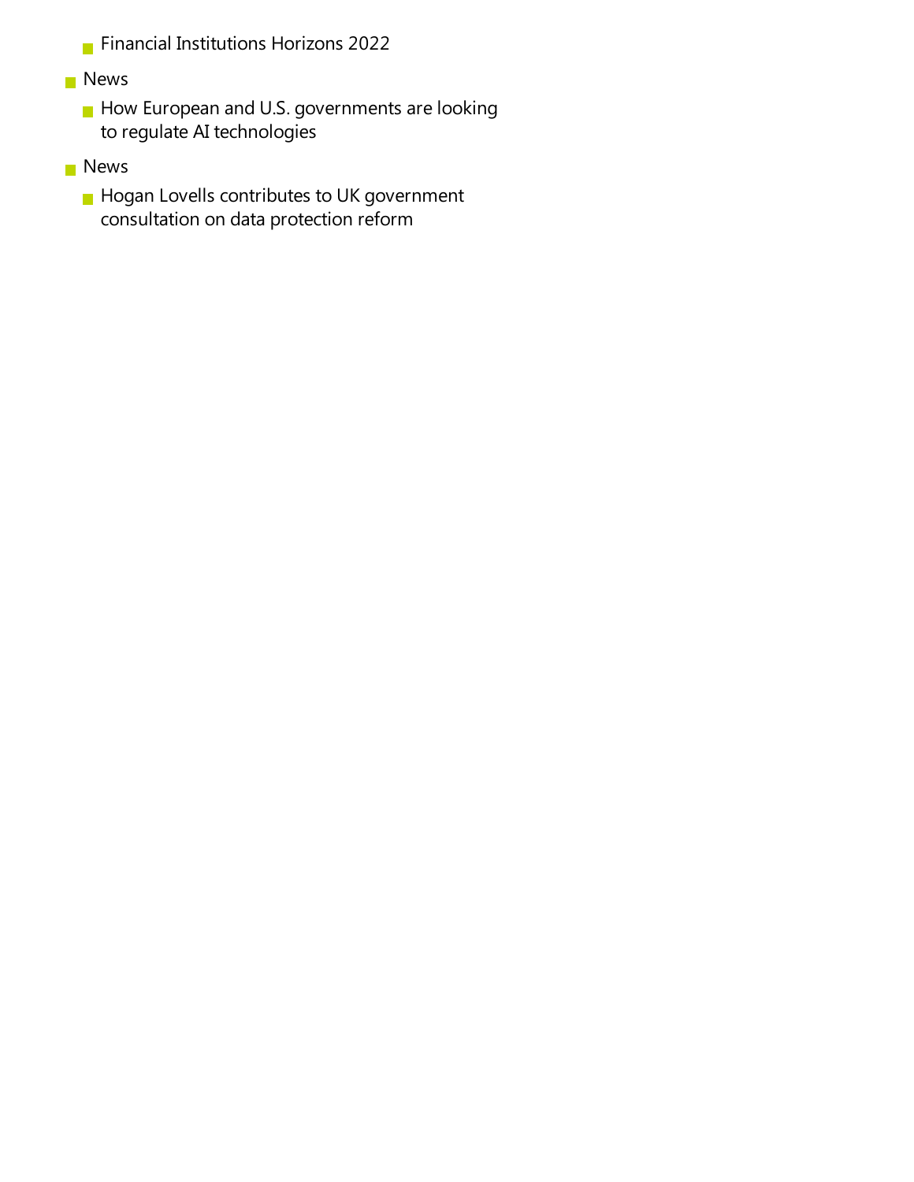- Financial Institutions Horizons 2022
- News
    - How European and U.S. governments are looking to regulate AI technologies
- News
    - Hogan Lovells contributes to UK government consultation on data protection reform